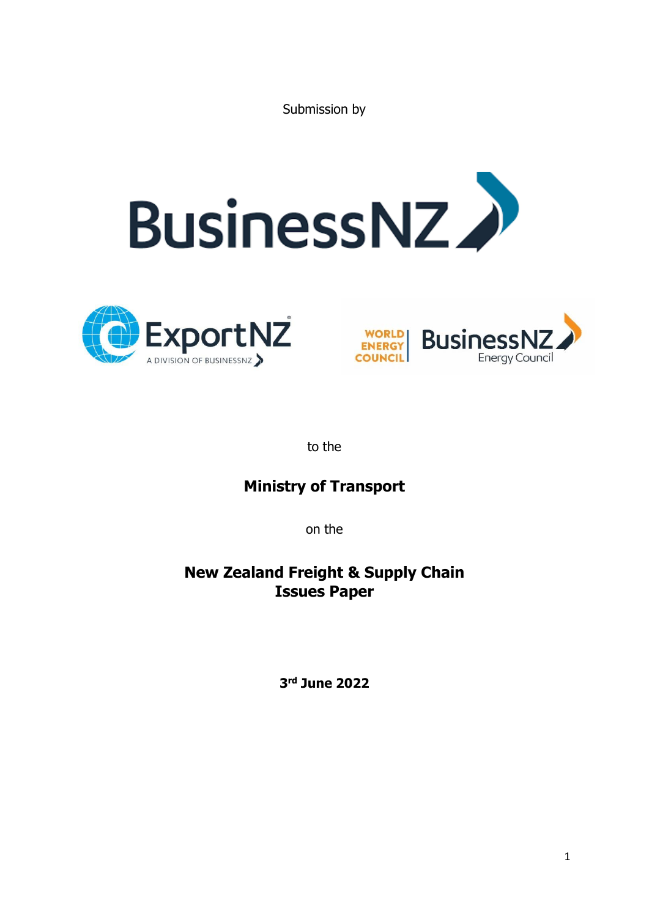Submission by

BusinessNZ

ExportNZ
A DIVISION OF BUSINESSNZ

WORLD ENERGY COUNCIL | BusinessNZ Energy Council

to the

**Ministry of Transport**

on the

**New Zealand Freight & Supply Chain Issues Paper**

**3rd June 2022**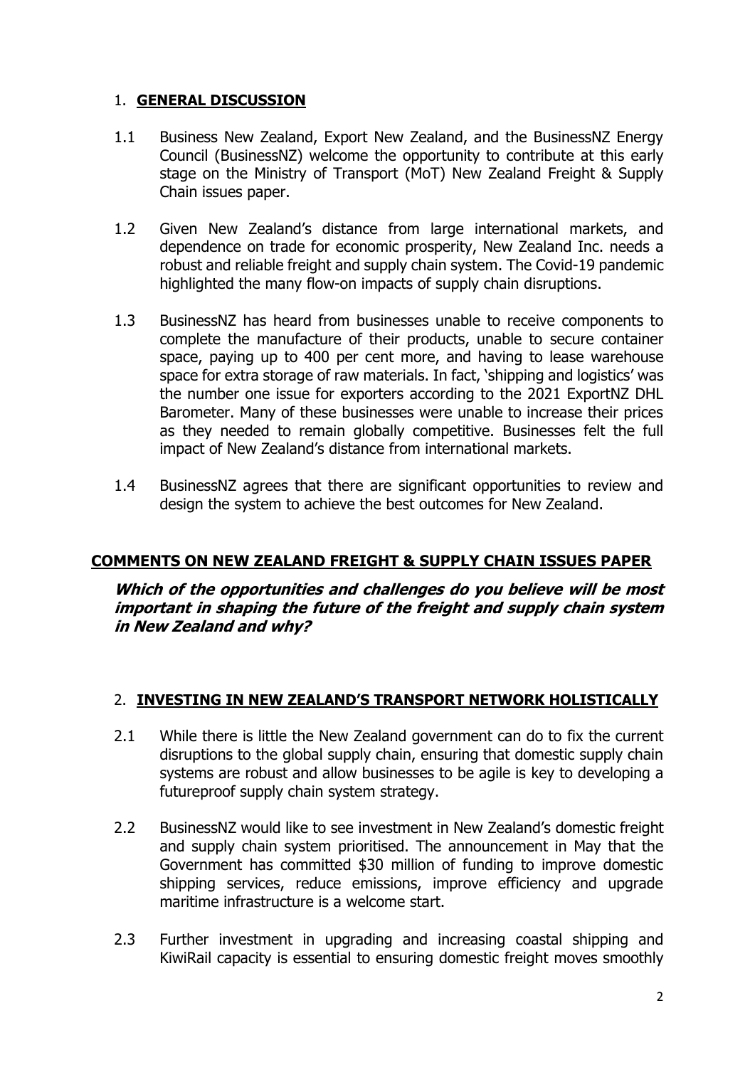## 1. GENERAL DISCUSSION

1.1 Business New Zealand, Export New Zealand, and the BusinessNZ Energy Council (BusinessNZ) welcome the opportunity to contribute at this early stage on the Ministry of Transport (MoT) New Zealand Freight & Supply Chain issues paper.

1.2 Given New Zealand's distance from large international markets, and dependence on trade for economic prosperity, New Zealand Inc. needs a robust and reliable freight and supply chain system. The Covid-19 pandemic highlighted the many flow-on impacts of supply chain disruptions.

1.3 BusinessNZ has heard from businesses unable to receive components to complete the manufacture of their products, unable to secure container space, paying up to 400 per cent more, and having to lease warehouse space for extra storage of raw materials. In fact, 'shipping and logistics' was the number one issue for exporters according to the 2021 ExportNZ DHL Barometer. Many of these businesses were unable to increase their prices as they needed to remain globally competitive. Businesses felt the full impact of New Zealand's distance from international markets.

1.4 BusinessNZ agrees that there are significant opportunities to review and design the system to achieve the best outcomes for New Zealand.

## COMMENTS ON NEW ZEALAND FREIGHT & SUPPLY CHAIN ISSUES PAPER

***Which of the opportunities and challenges do you believe will be most important in shaping the future of the freight and supply chain system in New Zealand and why?***

## 2. INVESTING IN NEW ZEALAND'S TRANSPORT NETWORK HOLISTICALLY

2.1 While there is little the New Zealand government can do to fix the current disruptions to the global supply chain, ensuring that domestic supply chain systems are robust and allow businesses to be agile is key to developing a futureproof supply chain system strategy.

2.2 BusinessNZ would like to see investment in New Zealand's domestic freight and supply chain system prioritised. The announcement in May that the Government has committed $30 million of funding to improve domestic shipping services, reduce emissions, improve efficiency and upgrade maritime infrastructure is a welcome start.

2.3 Further investment in upgrading and increasing coastal shipping and KiwiRail capacity is essential to ensuring domestic freight moves smoothly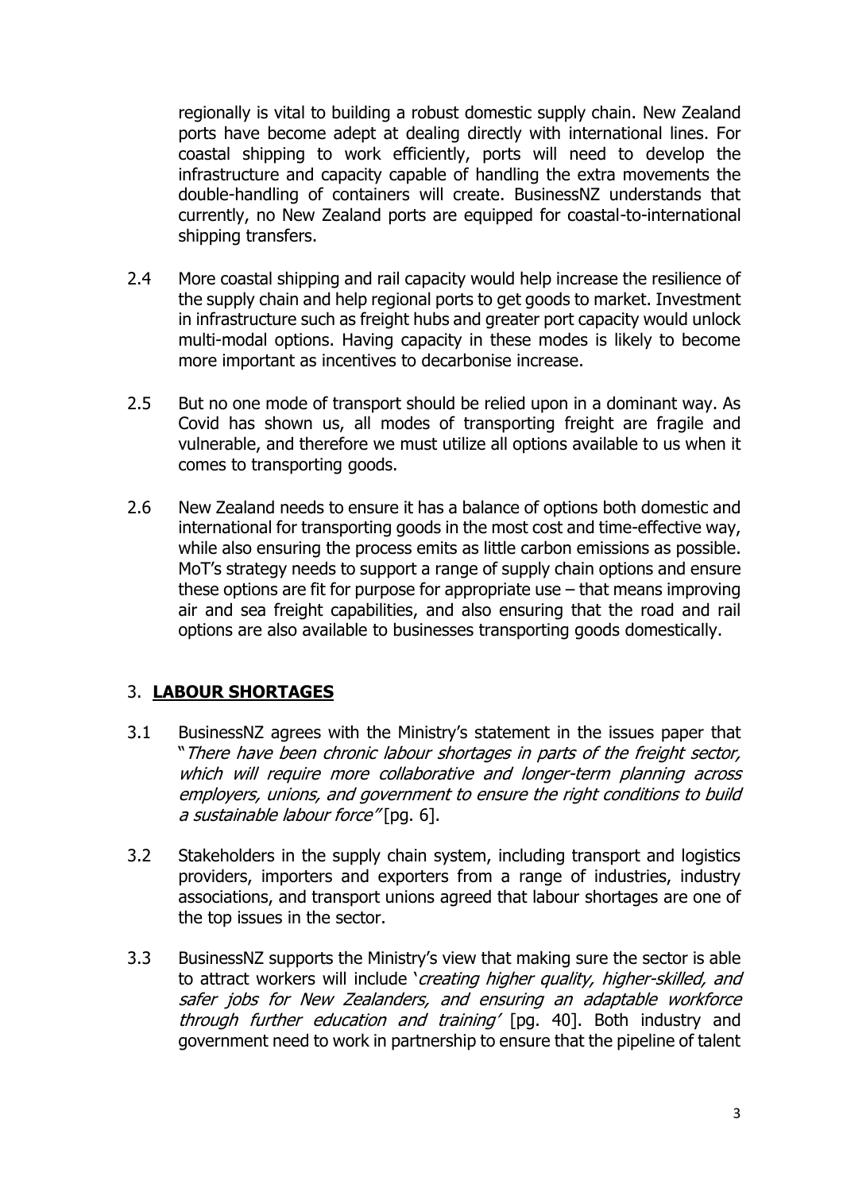regionally is vital to building a robust domestic supply chain. New Zealand ports have become adept at dealing directly with international lines. For coastal shipping to work efficiently, ports will need to develop the infrastructure and capacity capable of handling the extra movements the double-handling of containers will create. BusinessNZ understands that currently, no New Zealand ports are equipped for coastal-to-international shipping transfers.

2.4 More coastal shipping and rail capacity would help increase the resilience of the supply chain and help regional ports to get goods to market. Investment in infrastructure such as freight hubs and greater port capacity would unlock multi-modal options. Having capacity in these modes is likely to become more important as incentives to decarbonise increase.

2.5 But no one mode of transport should be relied upon in a dominant way. As Covid has shown us, all modes of transporting freight are fragile and vulnerable, and therefore we must utilize all options available to us when it comes to transporting goods.

2.6 New Zealand needs to ensure it has a balance of options both domestic and international for transporting goods in the most cost and time-effective way, while also ensuring the process emits as little carbon emissions as possible. MoT's strategy needs to support a range of supply chain options and ensure these options are fit for purpose for appropriate use – that means improving air and sea freight capabilities, and also ensuring that the road and rail options are also available to businesses transporting goods domestically.

## 3. **LABOUR SHORTAGES**

3.1 BusinessNZ agrees with the Ministry's statement in the issues paper that "*There have been chronic labour shortages in parts of the freight sector, which will require more collaborative and longer-term planning across employers, unions, and government to ensure the right conditions to build a sustainable labour force"* [pg. 6].

3.2 Stakeholders in the supply chain system, including transport and logistics providers, importers and exporters from a range of industries, industry associations, and transport unions agreed that labour shortages are one of the top issues in the sector.

3.3 BusinessNZ supports the Ministry's view that making sure the sector is able to attract workers will include '*creating higher quality, higher-skilled, and safer jobs for New Zealanders, and ensuring an adaptable workforce through further education and training'* [pg. 40]. Both industry and government need to work in partnership to ensure that the pipeline of talent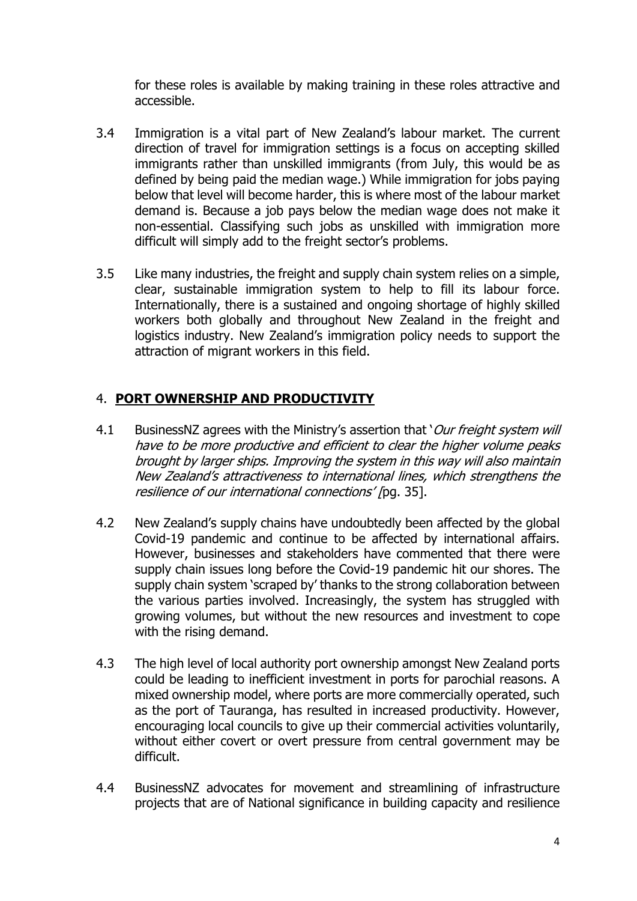for these roles is available by making training in these roles attractive and accessible.

3.4 Immigration is a vital part of New Zealand's labour market. The current direction of travel for immigration settings is a focus on accepting skilled immigrants rather than unskilled immigrants (from July, this would be as defined by being paid the median wage.) While immigration for jobs paying below that level will become harder, this is where most of the labour market demand is. Because a job pays below the median wage does not make it non-essential. Classifying such jobs as unskilled with immigration more difficult will simply add to the freight sector's problems.

3.5 Like many industries, the freight and supply chain system relies on a simple, clear, sustainable immigration system to help to fill its labour force. Internationally, there is a sustained and ongoing shortage of highly skilled workers both globally and throughout New Zealand in the freight and logistics industry. New Zealand's immigration policy needs to support the attraction of migrant workers in this field.

## 4. **PORT OWNERSHIP AND PRODUCTIVITY**

4.1 BusinessNZ agrees with the Ministry's assertion that '*Our freight system will have to be more productive and efficient to clear the higher volume peaks brought by larger ships. Improving the system in this way will also maintain New Zealand's attractiveness to international lines, which strengthens the resilience of our international connections' [*pg. 35].

4.2 New Zealand's supply chains have undoubtedly been affected by the global Covid-19 pandemic and continue to be affected by international affairs. However, businesses and stakeholders have commented that there were supply chain issues long before the Covid-19 pandemic hit our shores. The supply chain system 'scraped by' thanks to the strong collaboration between the various parties involved. Increasingly, the system has struggled with growing volumes, but without the new resources and investment to cope with the rising demand.

4.3 The high level of local authority port ownership amongst New Zealand ports could be leading to inefficient investment in ports for parochial reasons. A mixed ownership model, where ports are more commercially operated, such as the port of Tauranga, has resulted in increased productivity. However, encouraging local councils to give up their commercial activities voluntarily, without either covert or overt pressure from central government may be difficult.

4.4 BusinessNZ advocates for movement and streamlining of infrastructure projects that are of National significance in building capacity and resilience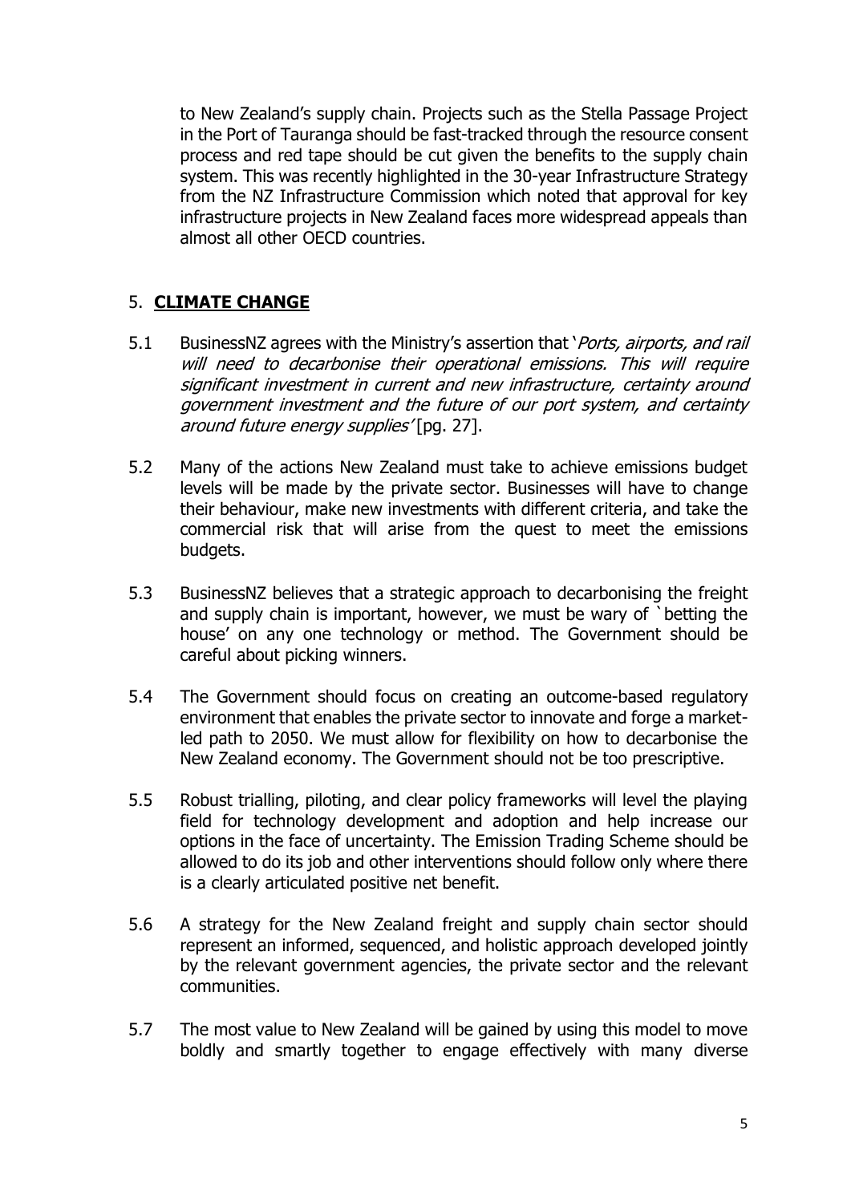to New Zealand's supply chain. Projects such as the Stella Passage Project in the Port of Tauranga should be fast-tracked through the resource consent process and red tape should be cut given the benefits to the supply chain system. This was recently highlighted in the 30-year Infrastructure Strategy from the NZ Infrastructure Commission which noted that approval for key infrastructure projects in New Zealand faces more widespread appeals than almost all other OECD countries.

## 5. **CLIMATE CHANGE**

5.1 BusinessNZ agrees with the Ministry's assertion that '*Ports, airports, and rail will need to decarbonise their operational emissions. This will require significant investment in current and new infrastructure, certainty around government investment and the future of our port system, and certainty around future energy supplies'* [pg. 27].

5.2 Many of the actions New Zealand must take to achieve emissions budget levels will be made by the private sector. Businesses will have to change their behaviour, make new investments with different criteria, and take the commercial risk that will arise from the quest to meet the emissions budgets.

5.3 BusinessNZ believes that a strategic approach to decarbonising the freight and supply chain is important, however, we must be wary of `betting the house' on any one technology or method. The Government should be careful about picking winners.

5.4 The Government should focus on creating an outcome-based regulatory environment that enables the private sector to innovate and forge a market-led path to 2050. We must allow for flexibility on how to decarbonise the New Zealand economy. The Government should not be too prescriptive.

5.5 Robust trialling, piloting, and clear policy frameworks will level the playing field for technology development and adoption and help increase our options in the face of uncertainty. The Emission Trading Scheme should be allowed to do its job and other interventions should follow only where there is a clearly articulated positive net benefit.

5.6 A strategy for the New Zealand freight and supply chain sector should represent an informed, sequenced, and holistic approach developed jointly by the relevant government agencies, the private sector and the relevant communities.

5.7 The most value to New Zealand will be gained by using this model to move boldly and smartly together to engage effectively with many diverse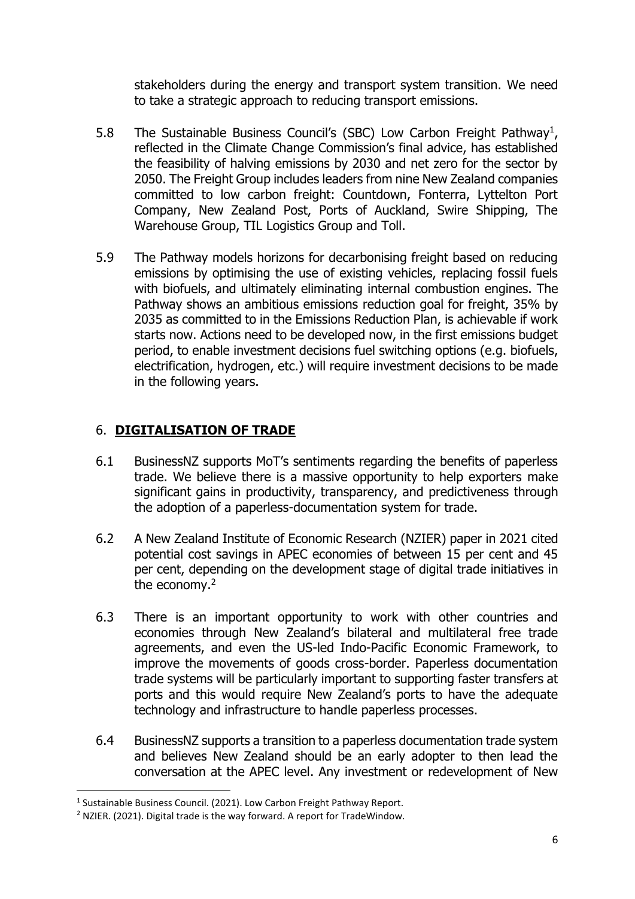stakeholders during the energy and transport system transition. We need to take a strategic approach to reducing transport emissions.

5.8 The Sustainable Business Council's (SBC) Low Carbon Freight Pathway[1], reflected in the Climate Change Commission's final advice, has established the feasibility of halving emissions by 2030 and net zero for the sector by 2050. The Freight Group includes leaders from nine New Zealand companies committed to low carbon freight: Countdown, Fonterra, Lyttelton Port Company, New Zealand Post, Ports of Auckland, Swire Shipping, The Warehouse Group, TIL Logistics Group and Toll.

5.9 The Pathway models horizons for decarbonising freight based on reducing emissions by optimising the use of existing vehicles, replacing fossil fuels with biofuels, and ultimately eliminating internal combustion engines. The Pathway shows an ambitious emissions reduction goal for freight, 35% by 2035 as committed to in the Emissions Reduction Plan, is achievable if work starts now. Actions need to be developed now, in the first emissions budget period, to enable investment decisions fuel switching options (e.g. biofuels, electrification, hydrogen, etc.) will require investment decisions to be made in the following years.

## 6. DIGITALISATION OF TRADE

6.1 BusinessNZ supports MoT's sentiments regarding the benefits of paperless trade. We believe there is a massive opportunity to help exporters make significant gains in productivity, transparency, and predictiveness through the adoption of a paperless-documentation system for trade.

6.2 A New Zealand Institute of Economic Research (NZIER) paper in 2021 cited potential cost savings in APEC economies of between 15 per cent and 45 per cent, depending on the development stage of digital trade initiatives in the economy.[2]

6.3 There is an important opportunity to work with other countries and economies through New Zealand's bilateral and multilateral free trade agreements, and even the US-led Indo-Pacific Economic Framework, to improve the movements of goods cross-border. Paperless documentation trade systems will be particularly important to supporting faster transfers at ports and this would require New Zealand's ports to have the adequate technology and infrastructure to handle paperless processes.

6.4 BusinessNZ supports a transition to a paperless documentation trade system and believes New Zealand should be an early adopter to then lead the conversation at the APEC level. Any investment or redevelopment of New

---

[1] Sustainable Business Council. (2021). Low Carbon Freight Pathway Report.

[2] NZIER. (2021). Digital trade is the way forward. A report for TradeWindow.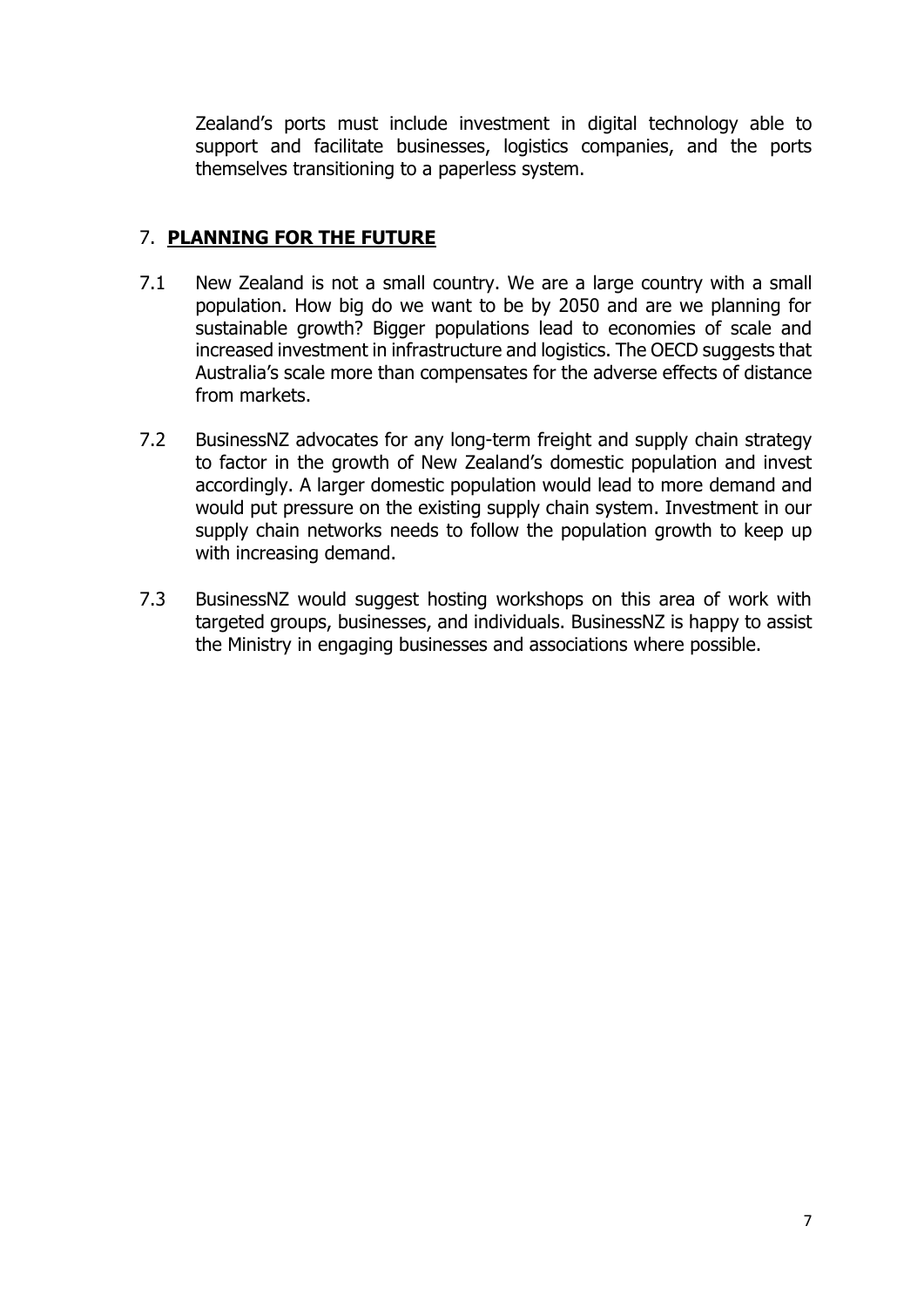Zealand's ports must include investment in digital technology able to support and facilitate businesses, logistics companies, and the ports themselves transitioning to a paperless system.

## 7. **PLANNING FOR THE FUTURE**

7.1 New Zealand is not a small country. We are a large country with a small population. How big do we want to be by 2050 and are we planning for sustainable growth? Bigger populations lead to economies of scale and increased investment in infrastructure and logistics. The OECD suggests that Australia's scale more than compensates for the adverse effects of distance from markets.

7.2 BusinessNZ advocates for any long-term freight and supply chain strategy to factor in the growth of New Zealand's domestic population and invest accordingly. A larger domestic population would lead to more demand and would put pressure on the existing supply chain system. Investment in our supply chain networks needs to follow the population growth to keep up with increasing demand.

7.3 BusinessNZ would suggest hosting workshops on this area of work with targeted groups, businesses, and individuals. BusinessNZ is happy to assist the Ministry in engaging businesses and associations where possible.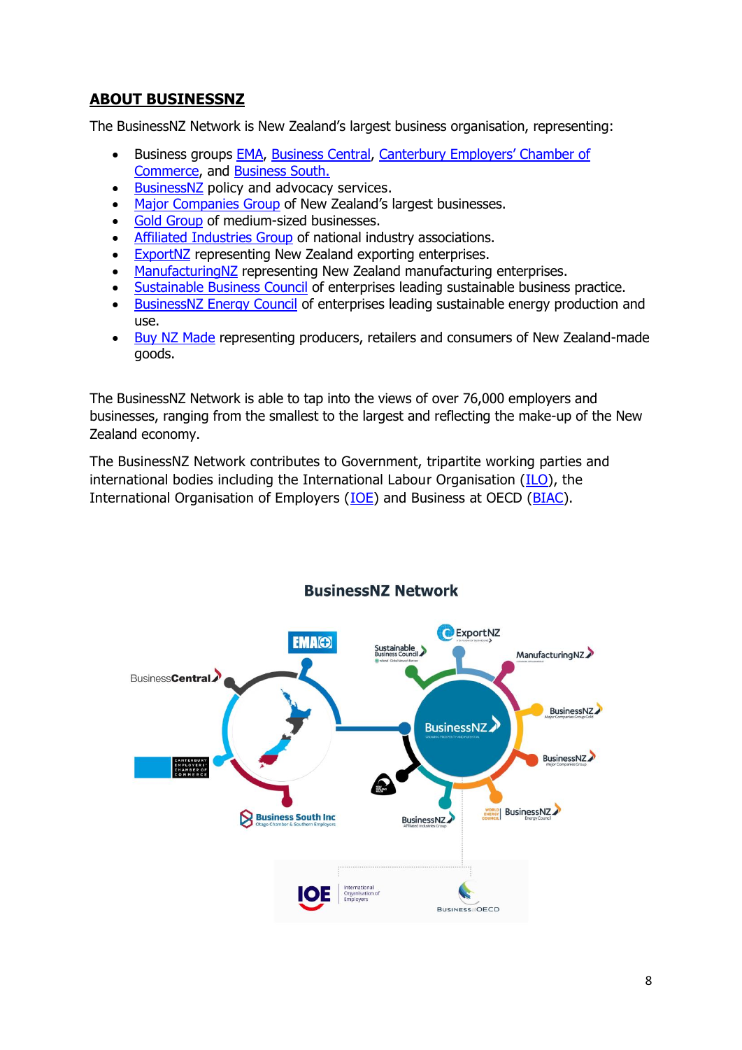## ABOUT BUSINESSNZ

The BusinessNZ Network is New Zealand's largest business organisation, representing:

- Business groups EMA, Business Central, Canterbury Employers' Chamber of Commerce, and Business South.
- BusinessNZ policy and advocacy services.
- Major Companies Group of New Zealand's largest businesses.
- Gold Group of medium-sized businesses.
- Affiliated Industries Group of national industry associations.
- ExportNZ representing New Zealand exporting enterprises.
- ManufacturingNZ representing New Zealand manufacturing enterprises.
- Sustainable Business Council of enterprises leading sustainable business practice.
- BusinessNZ Energy Council of enterprises leading sustainable energy production and use.
- Buy NZ Made representing producers, retailers and consumers of New Zealand-made goods.

The BusinessNZ Network is able to tap into the views of over 76,000 employers and businesses, ranging from the smallest to the largest and reflecting the make-up of the New Zealand economy.

The BusinessNZ Network contributes to Government, tripartite working parties and international bodies including the International Labour Organisation (ILO), the International Organisation of Employers (IOE) and Business at OECD (BIAC).

**BusinessNZ Network**

EMA
BusinessCentral
Canterbury Employers' Chamber of Commerce
Business South Inc
Otago Chamber & Southern Employers
Sustainable Business Council
ExportNZ
ManufacturingNZ
BusinessNZ
BusinessNZ Major Companies Group Gold
BusinessNZ Major Companies Group
BusinessNZ Energy Council
BusinessNZ Affiliated Industries Group
IOE International Organisation of Employers
BUSINESS at OECD